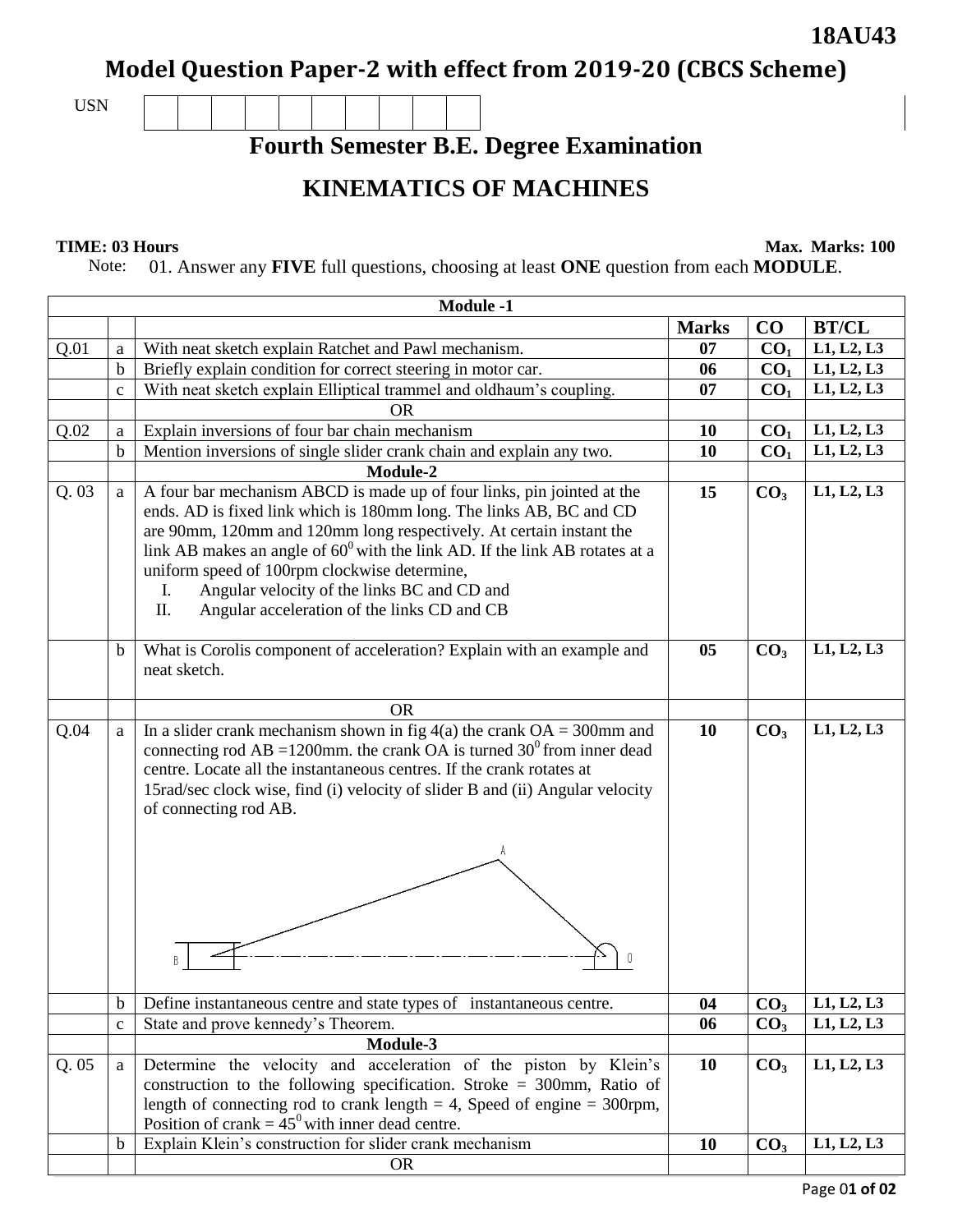**18AU43**

# Model Question Paper-2 with effect from 2019-20 (CBCS Scheme)

USN

## Fourth Semester B.E. Degree Examination

## KINEMATICS OF MACHINES

**TIME: 03 Hours** **Max. Marks: 100**

Note: 01. Answer any **FIVE** full questions, choosing at least **ONE** question from each **MODULE**.

| | | **Module -1** | | | |
|---|---|---|---|---|---|
| | | | **Marks** | **CO** | **BT/CL** |
| Q.01 | a | With neat sketch explain Ratchet and Pawl mechanism. | **07** | $CO_1$ | L1, L2, L3 |
| | b | Briefly explain condition for correct steering in motor car. | **06** | $CO_1$ | L1, L2, L3 |
| | c | With neat sketch explain Elliptical trammel and oldhaum's coupling. | **07** | $CO_1$ | L1, L2, L3 |
| | | OR | | | |
| Q.02 | a | Explain inversions of four bar chain mechanism | **10** | $CO_1$ | L1, L2, L3 |
| | b | Mention inversions of single slider crank chain and explain any two. | **10** | $CO_1$ | L1, L2, L3 |
| | | **Module-2** | | | |
| Q. 03 | a | A four bar mechanism ABCD is made up of four links, pin jointed at the ends. AD is fixed link which is 180mm long. The links AB, BC and CD are 90mm, 120mm and 120mm long respectively. At certain instant the link AB makes an angle of $60^0$ with the link AD. If the link AB rotates at a uniform speed of 100rpm clockwise determine, I. Angular velocity of the links BC and CD and II. Angular acceleration of the links CD and CB | **15** | $CO_3$ | L1, L2, L3 |
| | b | What is Corolis component of acceleration? Explain with an example and neat sketch. | **05** | $CO_3$ | L1, L2, L3 |
| | | OR | | | |
| Q.04 | a | In a slider crank mechanism shown in fig 4(a) the crank OA = 300mm and connecting rod AB =1200mm. the crank OA is turned $30^0$ from inner dead centre. Locate all the instantaneous centres. If the crank rotates at 15rad/sec clock wise, find (i) velocity of slider B and (ii) Angular velocity of connecting rod AB. | **10** | $CO_3$ | L1, L2, L3 |
| | b | Define instantaneous centre and state types of instantaneous centre. | **04** | $CO_3$ | L1, L2, L3 |
| | c | State and prove kennedy's Theorem. | **06** | $CO_3$ | L1, L2, L3 |
| | | **Module-3** | | | |
| Q. 05 | a | Determine the velocity and acceleration of the piston by Klein's construction to the following specification. Stroke = 300mm, Ratio of length of connecting rod to crank length = 4, Speed of engine = 300rpm, Position of crank = $45^0$ with inner dead centre. | **10** | $CO_3$ | L1, L2, L3 |
| | b | Explain Klein's construction for slider crank mechanism | **10** | $CO_3$ | L1, L2, L3 |
| | | OR | | | |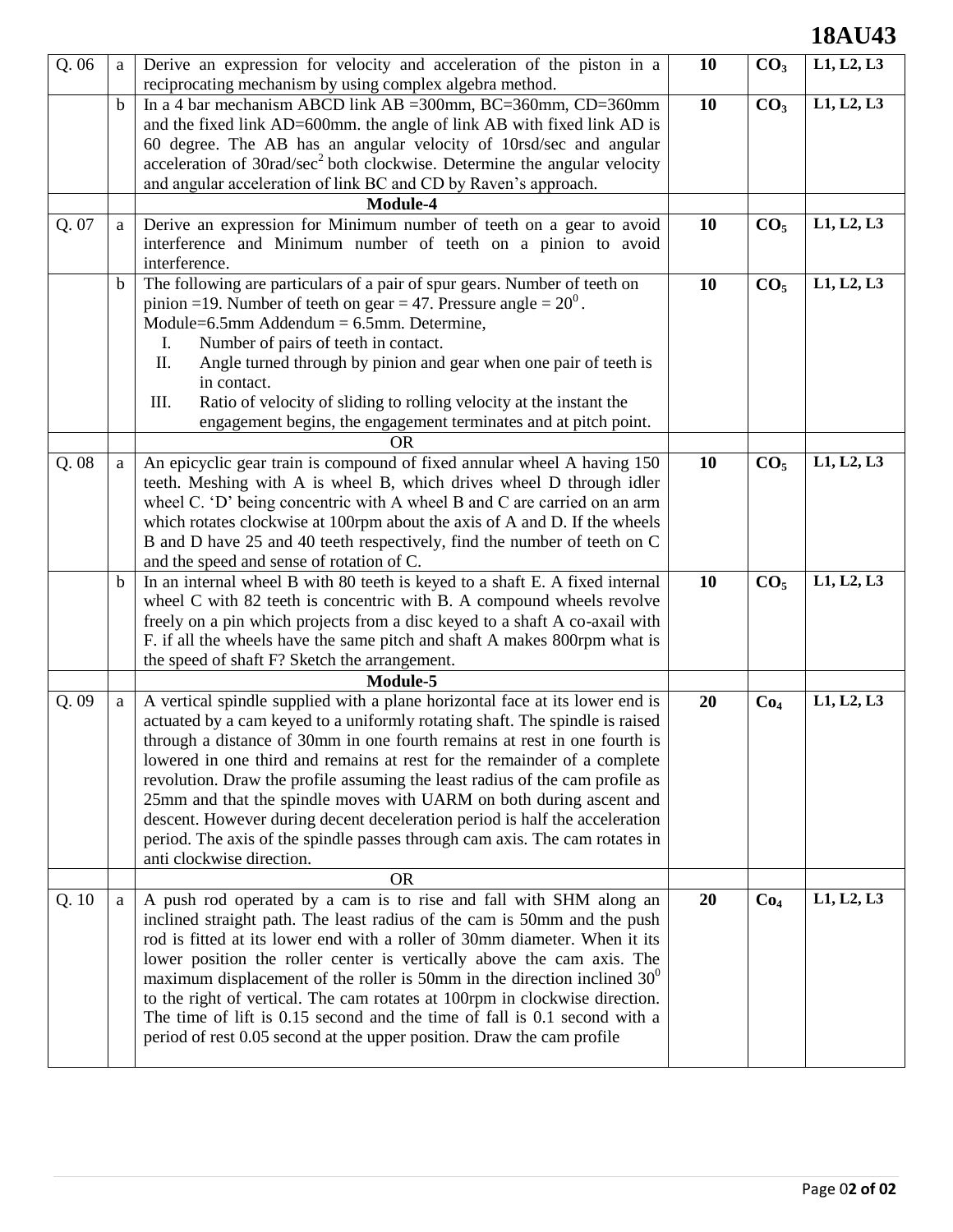| | | | | | |
|---|---|---|---|---|---|
| Q. 06 | a | Derive an expression for velocity and acceleration of the piston in a reciprocating mechanism by using complex algebra method. | **10** | **$CO_3$** | **L1, L2, L3** |
| | b | In a 4 bar mechanism ABCD link AB =300mm, BC=360mm, CD=360mm and the fixed link AD=600mm. the angle of link AB with fixed link AD is 60 degree. The AB has an angular velocity of 10rsd/sec and angular acceleration of 30rad/sec$^2$ both clockwise. Determine the angular velocity and angular acceleration of link BC and CD by Raven's approach. | **10** | **$CO_3$** | **L1, L2, L3** |
| | | **Module-4** | | | |
| Q. 07 | a | Derive an expression for Minimum number of teeth on a gear to avoid interference and Minimum number of teeth on a pinion to avoid interference. | **10** | **$CO_5$** | **L1, L2, L3** |
| | b | The following are particulars of a pair of spur gears. Number of teeth on pinion =19. Number of teeth on gear = 47. Pressure angle = $20^0$. Module=6.5mm Addendum = 6.5mm. Determine, I. Number of pairs of teeth in contact. II. Angle turned through by pinion and gear when one pair of teeth is in contact. III. Ratio of velocity of sliding to rolling velocity at the instant the engagement begins, the engagement terminates and at pitch point. | **10** | **$CO_5$** | **L1, L2, L3** |
| | | OR | | | |
| Q. 08 | a | An epicyclic gear train is compound of fixed annular wheel A having 150 teeth. Meshing with A is wheel B, which drives wheel D through idler wheel C. 'D' being concentric with A wheel B and C are carried on an arm which rotates clockwise at 100rpm about the axis of A and D. If the wheels B and D have 25 and 40 teeth respectively, find the number of teeth on C and the speed and sense of rotation of C. | **10** | **$CO_5$** | **L1, L2, L3** |
| | b | In an internal wheel B with 80 teeth is keyed to a shaft E. A fixed internal wheel C with 82 teeth is concentric with B. A compound wheels revolve freely on a pin which projects from a disc keyed to a shaft A co-axail with F. if all the wheels have the same pitch and shaft A makes 800rpm what is the speed of shaft F? Sketch the arrangement. | **10** | **$CO_5$** | **L1, L2, L3** |
| | | **Module-5** | | | |
| Q. 09 | a | A vertical spindle supplied with a plane horizontal face at its lower end is actuated by a cam keyed to a uniformly rotating shaft. The spindle is raised through a distance of 30mm in one fourth remains at rest in one fourth is lowered in one third and remains at rest for the remainder of a complete revolution. Draw the profile assuming the least radius of the cam profile as 25mm and that the spindle moves with UARM on both during ascent and descent. However during decent deceleration period is half the acceleration period. The axis of the spindle passes through cam axis. The cam rotates in anti clockwise direction. | **20** | **$Co_4$** | **L1, L2, L3** |
| | | OR | | | |
| Q. 10 | a | A push rod operated by a cam is to rise and fall with SHM along an inclined straight path. The least radius of the cam is 50mm and the push rod is fitted at its lower end with a roller of 30mm diameter. When it its lower position the roller center is vertically above the cam axis. The maximum displacement of the roller is 50mm in the direction inclined $30^0$ to the right of vertical. The cam rotates at 100rpm in clockwise direction. The time of lift is 0.15 second and the time of fall is 0.1 second with a period of rest 0.05 second at the upper position. Draw the cam profile | **20** | **$Co_4$** | **L1, L2, L3** |